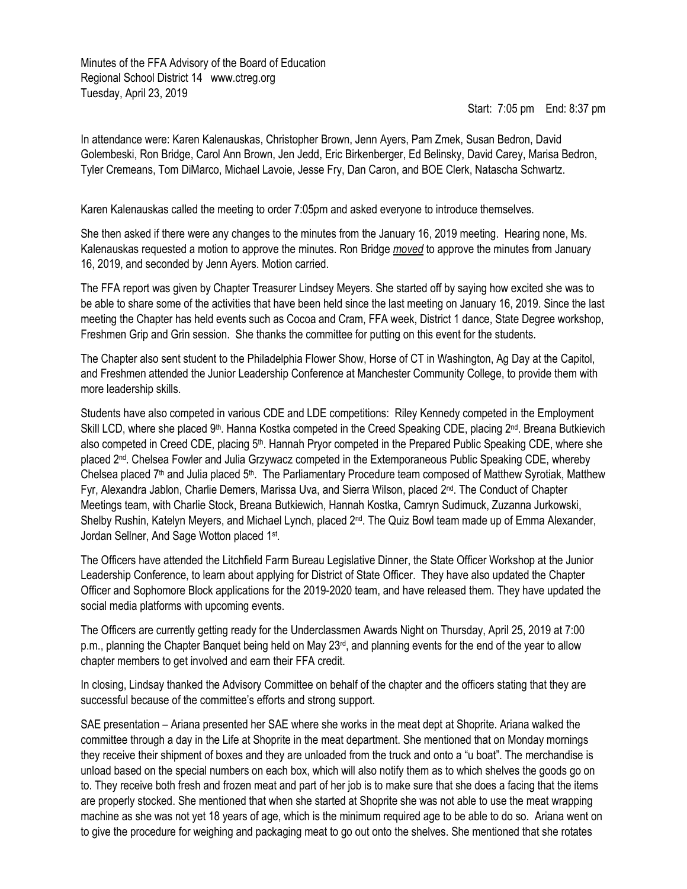Minutes of the FFA Advisory of the Board of Education
Regional School District 14 www.ctreg.org
Tuesday, April 23, 2019

Start: 7:05 pm End: 8:37 pm

In attendance were: Karen Kalenauskas, Christopher Brown, Jenn Ayers, Pam Zmek, Susan Bedron, David Golembeski, Ron Bridge, Carol Ann Brown, Jen Jedd, Eric Birkenberger, Ed Belinsky, David Carey, Marisa Bedron, Tyler Cremeans, Tom DiMarco, Michael Lavoie, Jesse Fry, Dan Caron, and BOE Clerk, Natascha Schwartz.

Karen Kalenauskas called the meeting to order 7:05pm and asked everyone to introduce themselves.

She then asked if there were any changes to the minutes from the January 16, 2019 meeting. Hearing none, Ms. Kalenauskas requested a motion to approve the minutes. Ron Bridge *moved* to approve the minutes from January 16, 2019, and seconded by Jenn Ayers. Motion carried.

The FFA report was given by Chapter Treasurer Lindsey Meyers. She started off by saying how excited she was to be able to share some of the activities that have been held since the last meeting on January 16, 2019. Since the last meeting the Chapter has held events such as Cocoa and Cram, FFA week, District 1 dance, State Degree workshop, Freshmen Grip and Grin session. She thanks the committee for putting on this event for the students.

The Chapter also sent student to the Philadelphia Flower Show, Horse of CT in Washington, Ag Day at the Capitol, and Freshmen attended the Junior Leadership Conference at Manchester Community College, to provide them with more leadership skills.

Students have also competed in various CDE and LDE competitions: Riley Kennedy competed in the Employment Skill LCD, where she placed 9th. Hanna Kostka competed in the Creed Speaking CDE, placing 2nd. Breana Butkievich also competed in Creed CDE, placing 5th. Hannah Pryor competed in the Prepared Public Speaking CDE, where she placed 2nd. Chelsea Fowler and Julia Grzywacz competed in the Extemporaneous Public Speaking CDE, whereby Chelsea placed 7th and Julia placed 5th. The Parliamentary Procedure team composed of Matthew Syrotiak, Matthew Fyr, Alexandra Jablon, Charlie Demers, Marissa Uva, and Sierra Wilson, placed 2nd. The Conduct of Chapter Meetings team, with Charlie Stock, Breana Butkiewich, Hannah Kostka, Camryn Sudimuck, Zuzanna Jurkowski, Shelby Rushin, Katelyn Meyers, and Michael Lynch, placed 2nd. The Quiz Bowl team made up of Emma Alexander, Jordan Sellner, And Sage Wotton placed 1st.

The Officers have attended the Litchfield Farm Bureau Legislative Dinner, the State Officer Workshop at the Junior Leadership Conference, to learn about applying for District of State Officer. They have also updated the Chapter Officer and Sophomore Block applications for the 2019-2020 team, and have released them. They have updated the social media platforms with upcoming events.

The Officers are currently getting ready for the Underclassmen Awards Night on Thursday, April 25, 2019 at 7:00 p.m., planning the Chapter Banquet being held on May 23rd, and planning events for the end of the year to allow chapter members to get involved and earn their FFA credit.

In closing, Lindsay thanked the Advisory Committee on behalf of the chapter and the officers stating that they are successful because of the committee's efforts and strong support.

SAE presentation – Ariana presented her SAE where she works in the meat dept at Shoprite. Ariana walked the committee through a day in the Life at Shoprite in the meat department. She mentioned that on Monday mornings they receive their shipment of boxes and they are unloaded from the truck and onto a "u boat". The merchandise is unload based on the special numbers on each box, which will also notify them as to which shelves the goods go on to. They receive both fresh and frozen meat and part of her job is to make sure that she does a facing that the items are properly stocked. She mentioned that when she started at Shoprite she was not able to use the meat wrapping machine as she was not yet 18 years of age, which is the minimum required age to be able to do so. Ariana went on to give the procedure for weighing and packaging meat to go out onto the shelves. She mentioned that she rotates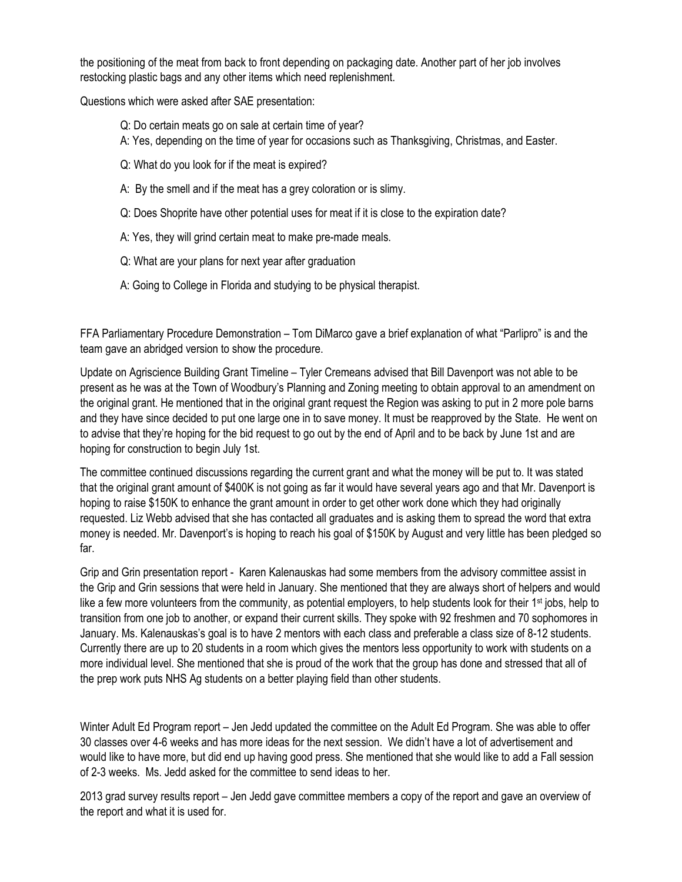the positioning of the meat from back to front depending on packaging date. Another part of her job involves restocking plastic bags and any other items which need replenishment.

Questions which were asked after SAE presentation:

> Q: Do certain meats go on sale at certain time of year?
>
> A: Yes, depending on the time of year for occasions such as Thanksgiving, Christmas, and Easter.
>
> Q: What do you look for if the meat is expired?
>
> A: By the smell and if the meat has a grey coloration or is slimy.
>
> Q: Does Shoprite have other potential uses for meat if it is close to the expiration date?
>
> A: Yes, they will grind certain meat to make pre-made meals.
>
> Q: What are your plans for next year after graduation
>
> A: Going to College in Florida and studying to be physical therapist.

FFA Parliamentary Procedure Demonstration – Tom DiMarco gave a brief explanation of what "Parlipro" is and the team gave an abridged version to show the procedure.

Update on Agriscience Building Grant Timeline – Tyler Cremeans advised that Bill Davenport was not able to be present as he was at the Town of Woodbury's Planning and Zoning meeting to obtain approval to an amendment on the original grant. He mentioned that in the original grant request the Region was asking to put in 2 more pole barns and they have since decided to put one large one in to save money. It must be reapproved by the State. He went on to advise that they're hoping for the bid request to go out by the end of April and to be back by June 1st and are hoping for construction to begin July 1st.

The committee continued discussions regarding the current grant and what the money will be put to. It was stated that the original grant amount of $400K is not going as far it would have several years ago and that Mr. Davenport is hoping to raise $150K to enhance the grant amount in order to get other work done which they had originally requested. Liz Webb advised that she has contacted all graduates and is asking them to spread the word that extra money is needed. Mr. Davenport's is hoping to reach his goal of $150K by August and very little has been pledged so far.

Grip and Grin presentation report - Karen Kalenauskas had some members from the advisory committee assist in the Grip and Grin sessions that were held in January. She mentioned that they are always short of helpers and would like a few more volunteers from the community, as potential employers, to help students look for their 1st jobs, help to transition from one job to another, or expand their current skills. They spoke with 92 freshmen and 70 sophomores in January. Ms. Kalenauskas's goal is to have 2 mentors with each class and preferable a class size of 8-12 students. Currently there are up to 20 students in a room which gives the mentors less opportunity to work with students on a more individual level. She mentioned that she is proud of the work that the group has done and stressed that all of the prep work puts NHS Ag students on a better playing field than other students.

Winter Adult Ed Program report – Jen Jedd updated the committee on the Adult Ed Program. She was able to offer 30 classes over 4-6 weeks and has more ideas for the next session. We didn't have a lot of advertisement and would like to have more, but did end up having good press. She mentioned that she would like to add a Fall session of 2-3 weeks. Ms. Jedd asked for the committee to send ideas to her.

2013 grad survey results report – Jen Jedd gave committee members a copy of the report and gave an overview of the report and what it is used for.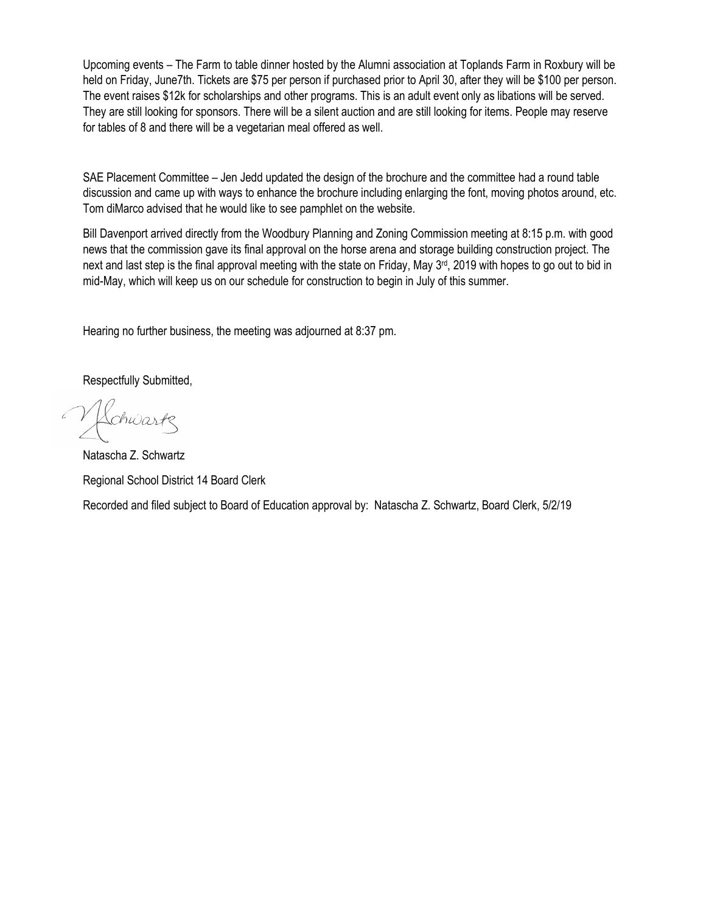Upcoming events – The Farm to table dinner hosted by the Alumni association at Toplands Farm in Roxbury will be held on Friday, June7th. Tickets are $75 per person if purchased prior to April 30, after they will be $100 per person. The event raises $12k for scholarships and other programs. This is an adult event only as libations will be served. They are still looking for sponsors. There will be a silent auction and are still looking for items. People may reserve for tables of 8 and there will be a vegetarian meal offered as well.

SAE Placement Committee – Jen Jedd updated the design of the brochure and the committee had a round table discussion and came up with ways to enhance the brochure including enlarging the font, moving photos around, etc. Tom diMarco advised that he would like to see pamphlet on the website.

Bill Davenport arrived directly from the Woodbury Planning and Zoning Commission meeting at 8:15 p.m. with good news that the commission gave its final approval on the horse arena and storage building construction project. The next and last step is the final approval meeting with the state on Friday, May 3rd, 2019 with hopes to go out to bid in mid-May, which will keep us on our schedule for construction to begin in July of this summer.

Hearing no further business, the meeting was adjourned at 8:37 pm.

Respectfully Submitted,

Natascha Z. Schwartz

Regional School District 14 Board Clerk

Recorded and filed subject to Board of Education approval by: Natascha Z. Schwartz, Board Clerk, 5/2/19